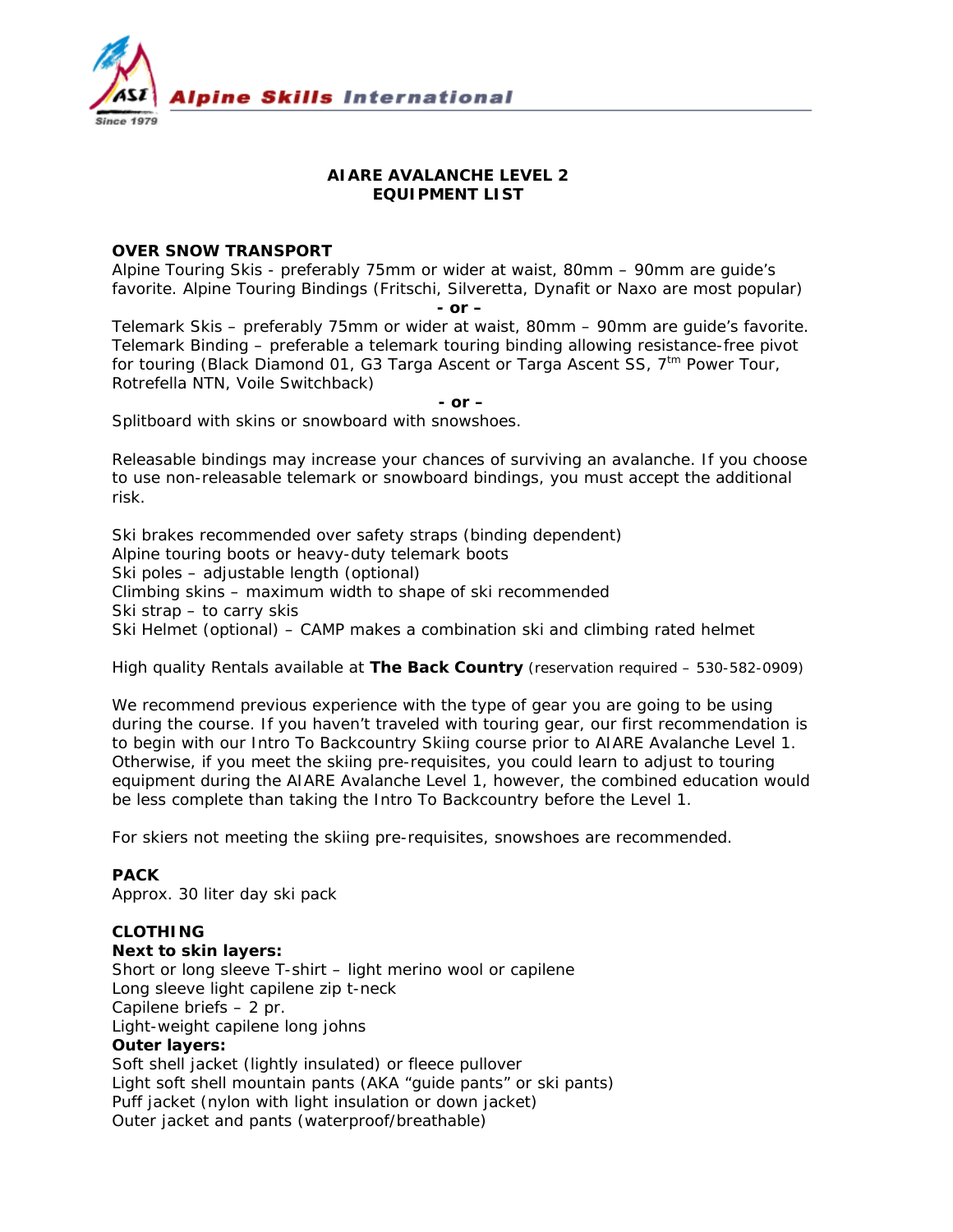Alpine Skills International

Since 1979

# AIARE AVALANCHE LEVEL 2
# EQUIPMENT LIST

## OVER SNOW TRANSPORT

Alpine Touring Skis - preferably 75mm or wider at waist, 80mm – 90mm are guide's favorite. Alpine Touring Bindings (Fritschi, Silveretta, Dynafit or Naxo are most popular)

**- or –**

Telemark Skis – preferably 75mm or wider at waist, 80mm – 90mm are guide's favorite. Telemark Binding – preferable a telemark touring binding allowing resistance-free pivot for touring (Black Diamond 01, G3 Targa Ascent or Targa Ascent SS, 7tm Power Tour, Rotrefella NTN, Voile Switchback)

**- or –**

Splitboard with skins or snowboard with snowshoes.

Releasable bindings may increase your chances of surviving an avalanche. If you choose to use non-releasable telemark or snowboard bindings, you must accept the additional risk.

Ski brakes recommended over safety straps (binding dependent)
Alpine touring boots or heavy-duty telemark boots
Ski poles – adjustable length (optional)
Climbing skins – maximum width to shape of ski recommended
Ski strap – to carry skis
Ski Helmet (optional) – CAMP makes a combination ski and climbing rated helmet

High quality Rentals available at **The Back Country** (reservation required – 530-582-0909)

We recommend previous experience with the type of gear you are going to be using during the course. If you haven't traveled with touring gear, our first recommendation is to begin with our Intro To Backcountry Skiing course prior to AIARE Avalanche Level 1. Otherwise, if you meet the skiing pre-requisites, you could learn to adjust to touring equipment during the AIARE Avalanche Level 1, however, the combined education would be less complete than taking the Intro To Backcountry before the Level 1.

For skiers not meeting the skiing pre-requisites, snowshoes are recommended.

## PACK

Approx. 30 liter day ski pack

## CLOTHING

**Next to skin layers:**

Short or long sleeve T-shirt – light merino wool or capilene
Long sleeve light capilene zip t-neck
Capilene briefs – 2 pr.
Light-weight capilene long johns

**Outer layers:**

Soft shell jacket (lightly insulated) or fleece pullover
Light soft shell mountain pants (AKA "guide pants" or ski pants)
Puff jacket (nylon with light insulation or down jacket)
Outer jacket and pants (waterproof/breathable)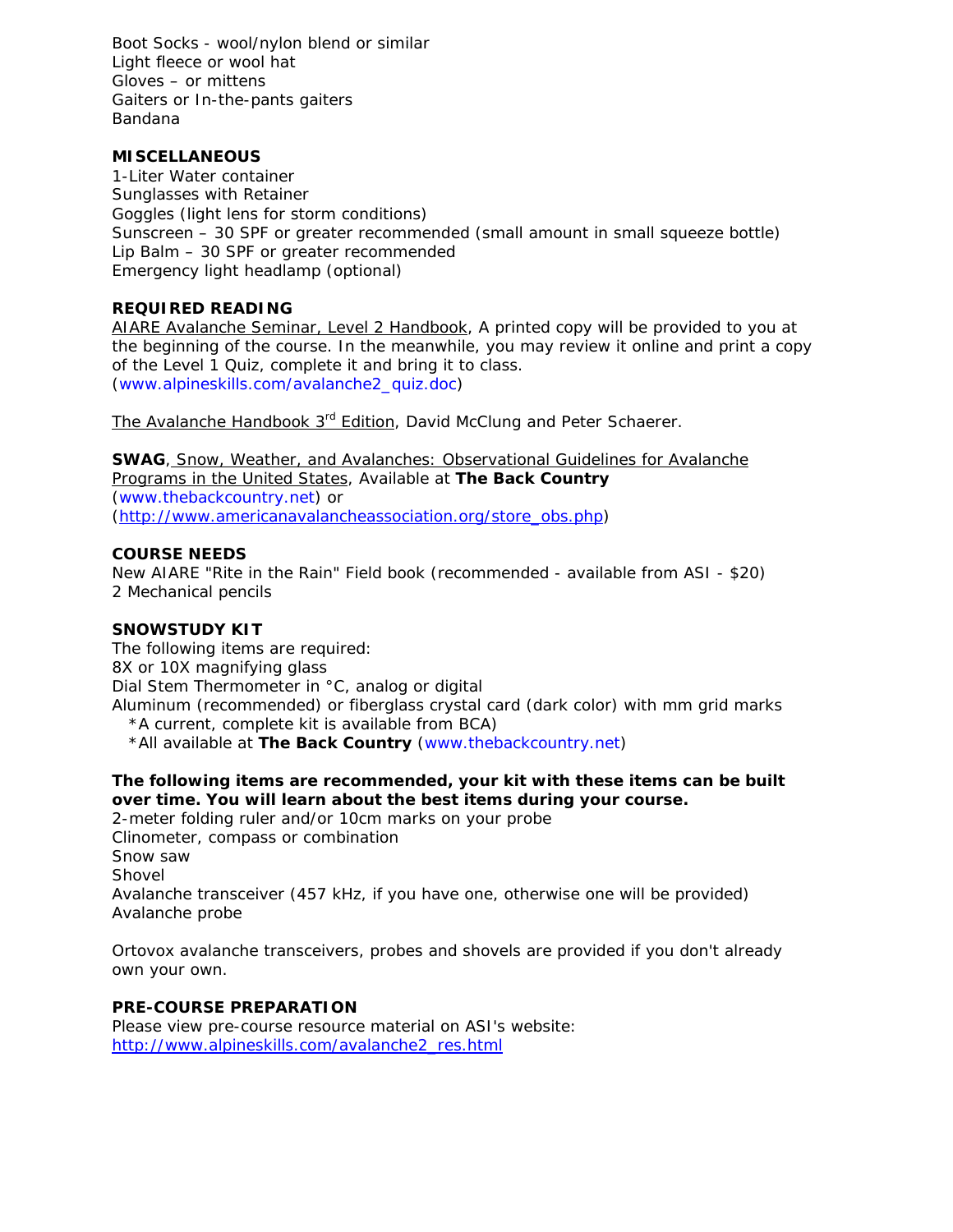Boot Socks - wool/nylon blend or similar
Light fleece or wool hat
Gloves – or mittens
Gaiters or In-the-pants gaiters
Bandana

**MISCELLANEOUS**

1-Liter Water container
Sunglasses with Retainer
Goggles (light lens for storm conditions)
Sunscreen – 30 SPF or greater recommended (small amount in small squeeze bottle)
Lip Balm – 30 SPF or greater recommended
Emergency light headlamp (optional)

**REQUIRED READING**

AIARE Avalanche Seminar, Level 2 Handbook, A printed copy will be provided to you at the beginning of the course. In the meanwhile, you may review it online and print a copy of the Level 1 Quiz, complete it and bring it to class.
(www.alpineskills.com/avalanche2_quiz.doc)

The Avalanche Handbook 3rd Edition, David McClung and Peter Schaerer.

**SWAG**, Snow, Weather, and Avalanches: Observational Guidelines for Avalanche Programs in the United States, Available at **The Back Country** (www.thebackcountry.net) or (http://www.americanavalancheassociation.org/store_obs.php)

**COURSE NEEDS**

New AIARE "Rite in the Rain" Field book (recommended - available from ASI - $20)
2 Mechanical pencils

**SNOWSTUDY KIT**

The following items are required:
8X or 10X magnifying glass
Dial Stem Thermometer in °C, analog or digital
Aluminum (recommended) or fiberglass crystal card (dark color) with mm grid marks
*A current, complete kit is available from BCA)
*All available at **The Back Country** (www.thebackcountry.net)

**The following items are recommended, your kit with these items can be built over time. You will learn about the best items during your course.**

2-meter folding ruler and/or 10cm marks on your probe
Clinometer, compass or combination
Snow saw
Shovel
Avalanche transceiver (457 kHz, if you have one, otherwise one will be provided)
Avalanche probe

Ortovox avalanche transceivers, probes and shovels are provided if you don't already own your own.

**PRE-COURSE PREPARATION**

Please view pre-course resource material on ASI's website:
http://www.alpineskills.com/avalanche2_res.html